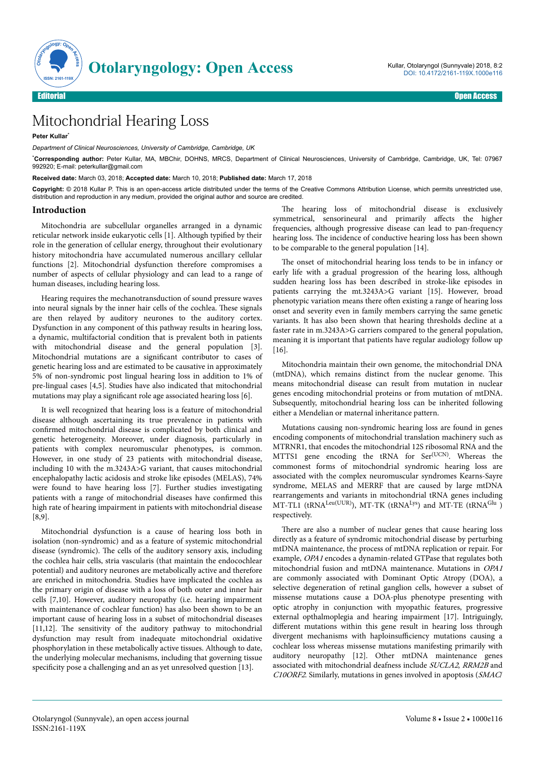Editorial

Open Access

# Mitochondrial Hearing Loss

**Peter Kullar**[*]

*Department of Clinical Neurosciences, University of Cambridge, Cambridge, UK*

[*]**Corresponding author:** Peter Kullar, MA, MBChir, DOHNS, MRCS, Department of Clinical Neurosciences, University of Cambridge, Cambridge, UK, Tel: 07967 992920; E-mail: peterkullar@gmail.com

**Received date:** March 03, 2018; **Accepted date:** March 10, 2018; **Published date:** March 17, 2018

**Copyright:** © 2018 Kullar P. This is an open-access article distributed under the terms of the Creative Commons Attribution License, which permits unrestricted use, distribution and reproduction in any medium, provided the original author and source are credited.

## Introduction

Mitochondria are subcellular organelles arranged in a dynamic reticular network inside eukaryotic cells [1]. Although typified by their role in the generation of cellular energy, throughout their evolutionary history mitochondria have accumulated numerous ancillary cellular functions [2]. Mitochondrial dysfunction therefore compromises a number of aspects of cellular physiology and can lead to a range of human diseases, including hearing loss.

Hearing requires the mechanotransduction of sound pressure waves into neural signals by the inner hair cells of the cochlea. These signals are then relayed by auditory neurones to the auditory cortex. Dysfunction in any component of this pathway results in hearing loss, a dynamic, multifactorial condition that is prevalent both in patients with mitochondrial disease and the general population [3]. Mitochondrial mutations are a significant contributor to cases of genetic hearing loss and are estimated to be causative in approximately 5% of non-syndromic post lingual hearing loss in addition to 1% of pre-lingual cases [4,5]. Studies have also indicated that mitochondrial mutations may play a significant role age associated hearing loss [6].

It is well recognized that hearing loss is a feature of mitochondrial disease although ascertaining its true prevalence in patients with confirmed mitochondrial disease is complicated by both clinical and genetic heterogeneity. Moreover, under diagnosis, particularly in patients with complex neuromuscular phenotypes, is common. However, in one study of 23 patients with mitochondrial disease, including 10 with the m.3243A>G variant, that causes mitochondrial encephalopathy lactic acidosis and stroke like episodes (MELAS), 74% were found to have hearing loss [7]. Further studies investigating patients with a range of mitochondrial diseases have confirmed this high rate of hearing impairment in patients with mitochondrial disease [8,9].

Mitochondrial dysfunction is a cause of hearing loss both in isolation (non-syndromic) and as a feature of systemic mitochondrial disease (syndromic). The cells of the auditory sensory axis, including the cochlea hair cells, stria vascularis (that maintain the endocochlear potential) and auditory neurones are metabolically active and therefore are enriched in mitochondria. Studies have implicated the cochlea as the primary origin of disease with a loss of both outer and inner hair cells [7,10]. However, auditory neuropathy (i.e. hearing impairment with maintenance of cochlear function) has also been shown to be an important cause of hearing loss in a subset of mitochondrial diseases [11,12]. The sensitivity of the auditory pathway to mitochondrial dysfunction may result from inadequate mitochondrial oxidative phosphorylation in these metabolically active tissues. Although to date, the underlying molecular mechanisms, including that governing tissue specificity pose a challenging and an as yet unresolved question [13].

The hearing loss of mitochondrial disease is exclusively symmetrical, sensorineural and primarily affects the higher frequencies, although progressive disease can lead to pan-frequency hearing loss. The incidence of conductive hearing loss has been shown to be comparable to the general population [14].

The onset of mitochondrial hearing loss tends to be in infancy or early life with a gradual progression of the hearing loss, although sudden hearing loss has been described in stroke-like episodes in patients carrying the mt.3243A>G variant [15]. However, broad phenotypic variation means there often existing a range of hearing loss onset and severity even in family members carrying the same genetic variants. It has also been shown that hearing thresholds decline at a faster rate in m.3243A>G carriers compared to the general population, meaning it is important that patients have regular audiology follow up [16].

Mitochondria maintain their own genome, the mitochondrial DNA (mtDNA), which remains distinct from the nuclear genome. This means mitochondrial disease can result from mutation in nuclear genes encoding mitochondrial proteins or from mutation of mtDNA. Subsequently, mitochondrial hearing loss can be inherited following either a Mendelian or maternal inheritance pattern.

Mutations causing non-syndromic hearing loss are found in genes encoding components of mitochondrial translation machinery such as MTRNR1, that encodes the mitochondrial 12S ribosomal RNA and the MTTS1 gene encoding the tRNA for Ser$^{(UCN)}$. Whereas the commonest forms of mitochondrial syndromic hearing loss are associated with the complex neuromuscular syndromes Kearns-Sayre syndrome, MELAS and MERRF that are caused by large mtDNA rearrangements and variants in mitochondrial tRNA genes including MT-TL1 (tRNA$^{Leu(UUR)}$), MT-TK (tRNA$^{Lys}$) and MT-TE (tRNA$^{Glu}$ ) respectively.

There are also a number of nuclear genes that cause hearing loss directly as a feature of syndromic mitochondrial disease by perturbing mtDNA maintenance, the process of mtDNA replication or repair. For example, *OPA1* encodes a dynamin-related GTPase that regulates both mitochondrial fusion and mtDNA maintenance. Mutations in *OPA1* are commonly associated with Dominant Optic Atropy (DOA), a selective degeneration of retinal ganglion cells, however a subset of missense mutations cause a DOA-plus phenotype presenting with optic atrophy in conjunction with myopathic features, progressive external opthalmoplegia and hearing impairment [17]. Intriguingly, different mutations within this gene result in hearing loss through divergent mechanisms with haploinsufficiency mutations causing a cochlear loss whereas missense mutations manifesting primarily with auditory neuropathy [12]. Other mtDNA maintenance genes associated with mitochondrial deafness include *SUCLA2*, *RRM2B* and *C10ORF2*. Similarly, mutations in genes involved in apoptosis (*SMAC/*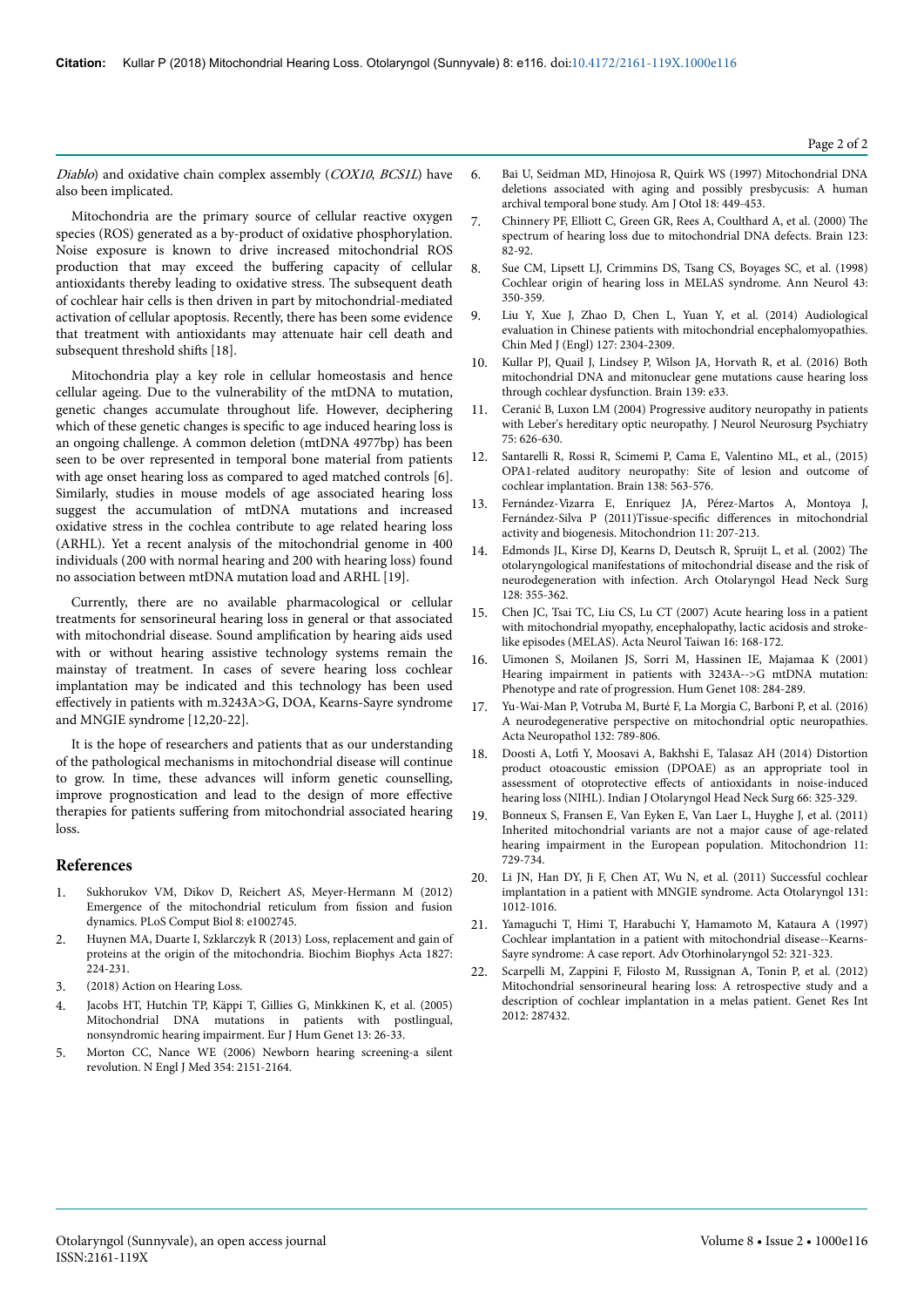*Diablo*) and oxidative chain complex assembly (*COX10*, *BCS1L*) have also been implicated.

Mitochondria are the primary source of cellular reactive oxygen species (ROS) generated as a by-product of oxidative phosphorylation. Noise exposure is known to drive increased mitochondrial ROS production that may exceed the buffering capacity of cellular antioxidants thereby leading to oxidative stress. The subsequent death of cochlear hair cells is then driven in part by mitochondrial-mediated activation of cellular apoptosis. Recently, there has been some evidence that treatment with antioxidants may attenuate hair cell death and subsequent threshold shifts [18].

Mitochondria play a key role in cellular homeostasis and hence cellular ageing. Due to the vulnerability of the mtDNA to mutation, genetic changes accumulate throughout life. However, deciphering which of these genetic changes is specific to age induced hearing loss is an ongoing challenge. A common deletion (mtDNA 4977bp) has been seen to be over represented in temporal bone material from patients with age onset hearing loss as compared to aged matched controls [6]. Similarly, studies in mouse models of age associated hearing loss suggest the accumulation of mtDNA mutations and increased oxidative stress in the cochlea contribute to age related hearing loss (ARHL). Yet a recent analysis of the mitochondrial genome in 400 individuals (200 with normal hearing and 200 with hearing loss) found no association between mtDNA mutation load and ARHL [19].

Currently, there are no available pharmacological or cellular treatments for sensorineural hearing loss in general or that associated with mitochondrial disease. Sound amplification by hearing aids used with or without hearing assistive technology systems remain the mainstay of treatment. In cases of severe hearing loss cochlear implantation may be indicated and this technology has been used effectively in patients with m.3243A>G, DOA, Kearns-Sayre syndrome and MNGIE syndrome [12,20-22].

It is the hope of researchers and patients that as our understanding of the pathological mechanisms in mitochondrial disease will continue to grow. In time, these advances will inform genetic counselling, improve prognostication and lead to the design of more effective therapies for patients suffering from mitochondrial associated hearing loss.

## References

1. Sukhorukov VM, Dikov D, Reichert AS, Meyer-Hermann M (2012) Emergence of the mitochondrial reticulum from fission and fusion dynamics. PLoS Comput Biol 8: e1002745.
2. Huynen MA, Duarte I, Szklarczyk R (2013) Loss, replacement and gain of proteins at the origin of the mitochondria. Biochim Biophys Acta 1827: 224-231.
3. (2018) Action on Hearing Loss.
4. Jacobs HT, Hutchin TP, Käppi T, Gillies G, Minkkinen K, et al. (2005) Mitochondrial DNA mutations in patients with postlingual, nonsyndromic hearing impairment. Eur J Hum Genet 13: 26-33.
5. Morton CC, Nance WE (2006) Newborn hearing screening-a silent revolution. N Engl J Med 354: 2151-2164.
6. Bai U, Seidman MD, Hinojosa R, Quirk WS (1997) Mitochondrial DNA deletions associated with aging and possibly presbycusis: A human archival temporal bone study. Am J Otol 18: 449-453.
7. Chinnery PF, Elliott C, Green GR, Rees A, Coulthard A, et al. (2000) The spectrum of hearing loss due to mitochondrial DNA defects. Brain 123: 82-92.
8. Sue CM, Lipsett LJ, Crimmins DS, Tsang CS, Boyages SC, et al. (1998) Cochlear origin of hearing loss in MELAS syndrome. Ann Neurol 43: 350-359.
9. Liu Y, Xue J, Zhao D, Chen L, Yuan Y, et al. (2014) Audiological evaluation in Chinese patients with mitochondrial encephalomyopathies. Chin Med J (Engl) 127: 2304-2309.
10. Kullar PJ, Quail J, Lindsey P, Wilson JA, Horvath R, et al. (2016) Both mitochondrial DNA and mitonuclear gene mutations cause hearing loss through cochlear dysfunction. Brain 139: e33.
11. Ceranić B, Luxon LM (2004) Progressive auditory neuropathy in patients with Leber's hereditary optic neuropathy. J Neurol Neurosurg Psychiatry 75: 626-630.
12. Santarelli R, Rossi R, Scimemi P, Cama E, Valentino ML, et al., (2015) OPA1-related auditory neuropathy: Site of lesion and outcome of cochlear implantation. Brain 138: 563-576.
13. Fernández-Vizarra E, Enríquez JA, Pérez-Martos A, Montoya J, Fernández-Silva P (2011)Tissue-specific differences in mitochondrial activity and biogenesis. Mitochondrion 11: 207-213.
14. Edmonds JL, Kirse DJ, Kearns D, Deutsch R, Spruijt L, et al. (2002) The otolaryngological manifestations of mitochondrial disease and the risk of neurodegeneration with infection. Arch Otolaryngol Head Neck Surg 128: 355-362.
15. Chen JC, Tsai TC, Liu CS, Lu CT (2007) Acute hearing loss in a patient with mitochondrial myopathy, encephalopathy, lactic acidosis and stroke-like episodes (MELAS). Acta Neurol Taiwan 16: 168-172.
16. Uimonen S, Moilanen JS, Sorri M, Hassinen IE, Majamaa K (2001) Hearing impairment in patients with 3243A-->G mtDNA mutation: Phenotype and rate of progression. Hum Genet 108: 284-289.
17. Yu-Wai-Man P, Votruba M, Burté F, La Morgia C, Barboni P, et al. (2016) A neurodegenerative perspective on mitochondrial optic neuropathies. Acta Neuropathol 132: 789-806.
18. Doosti A, Lotfi Y, Moosavi A, Bakhshi E, Talasaz AH (2014) Distortion product otoacoustic emission (DPOAE) as an appropriate tool in assessment of otoprotective effects of antioxidants in noise-induced hearing loss (NIHL). Indian J Otolaryngol Head Neck Surg 66: 325-329.
19. Bonneux S, Fransen E, Van Eyken E, Van Laer L, Huyghe J, et al. (2011) Inherited mitochondrial variants are not a major cause of age-related hearing impairment in the European population. Mitochondrion 11: 729-734.
20. Li JN, Han DY, Ji F, Chen AT, Wu N, et al. (2011) Successful cochlear implantation in a patient with MNGIE syndrome. Acta Otolaryngol 131: 1012-1016.
21. Yamaguchi T, Himi T, Harabuchi Y, Hamamoto M, Kataura A (1997) Cochlear implantation in a patient with mitochondrial disease--Kearns-Sayre syndrome: A case report. Adv Otorhinolaryngol 52: 321-323.
22. Scarpelli M, Zappini F, Filosto M, Russignan A, Tonin P, et al. (2012) Mitochondrial sensorineural hearing loss: A retrospective study and a description of cochlear implantation in a melas patient. Genet Res Int 2012: 287432.